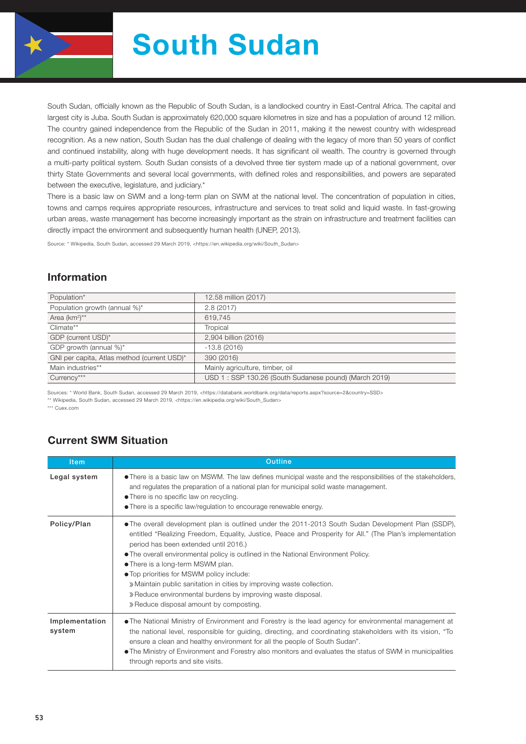# South Sudan

South Sudan, officially known as the Republic of South Sudan, is a landlocked country in East-Central Africa. The capital and largest city is Juba. South Sudan is approximately 620,000 square kilometres in size and has a population of around 12 million. The country gained independence from the Republic of the Sudan in 2011, making it the newest country with widespread recognition. As a new nation, South Sudan has the dual challenge of dealing with the legacy of more than 50 years of conflict and continued instability, along with huge development needs. It has significant oil wealth. The country is governed through a multi-party political system. South Sudan consists of a devolved three tier system made up of a national government, over thirty State Governments and several local governments, with defined roles and responsibilities, and powers are separated between the executive, legislature, and judiciary.*

There is a basic law on SWM and a long-term plan on SWM at the national level. The concentration of population in cities, towns and camps requires appropriate resources, infrastructure and services to treat solid and liquid waste. In fast-growing urban areas, waste management has become increasingly important as the strain on infrastructure and treatment facilities can directly impact the environment and subsequently human health (UNEP, 2013).

Source: * Wikipedia, South Sudan, accessed 29 March 2019, <https://en.wikipedia.org/wiki/South_Sudan>

## Information

| | |
|---|---|
| Population* | 12.58 million (2017) |
| Population growth (annual %)* | 2.8 (2017) |
| Area (km$^2$)** | 619,745 |
| Climate** | Tropical |
| GDP (current USD)* | 2,904 billion (2016) |
| GDP growth (annual %)* | -13.8 (2016) |
| GNI per capita, Atlas method (current USD)* | 390 (2016) |
| Main industries** | Mainly agriculture, timber, oil |
| Currency*** | USD 1 : SSP 130.26 (South Sudanese pound) (March 2019) |

Sources: * World Bank, South Sudan, accessed 29 March 2019, <https://databank.worldbank.org/data/reports.aspx?source=2&country=SSD>
** Wikipedia, South Sudan, accessed 29 March 2019, <https://en.wikipedia.org/wiki/South_Sudan>
*** Cuex.com

## Current SWM Situation

| Item | Outline |
|---|---|
| **Legal system** | ● There is a basic law on MSWM. The law defines municipal waste and the responsibilities of the stakeholders, and regulates the preparation of a national plan for municipal solid waste management.<br>● There is no specific law on recycling.<br>● There is a specific law/regulation to encourage renewable energy. |
| **Policy/Plan** | ● The overall development plan is outlined under the 2011-2013 South Sudan Development Plan (SSDP), entitled "Realizing Freedom, Equality, Justice, Peace and Prosperity for All." (The Plan's implementation period has been extended until 2016.)<br>● The overall environmental policy is outlined in the National Environment Policy.<br>● There is a long-term MSWM plan.<br>● Top priorities for MSWM policy include:<br>» Maintain public sanitation in cities by improving waste collection.<br>» Reduce environmental burdens by improving waste disposal.<br>» Reduce disposal amount by composting. |
| **Implementation system** | ● The National Ministry of Environment and Forestry is the lead agency for environmental management at the national level, responsible for guiding, directing, and coordinating stakeholders with its vision, "To ensure a clean and healthy environment for all the people of South Sudan".<br>● The Ministry of Environment and Forestry also monitors and evaluates the status of SWM in municipalities through reports and site visits. |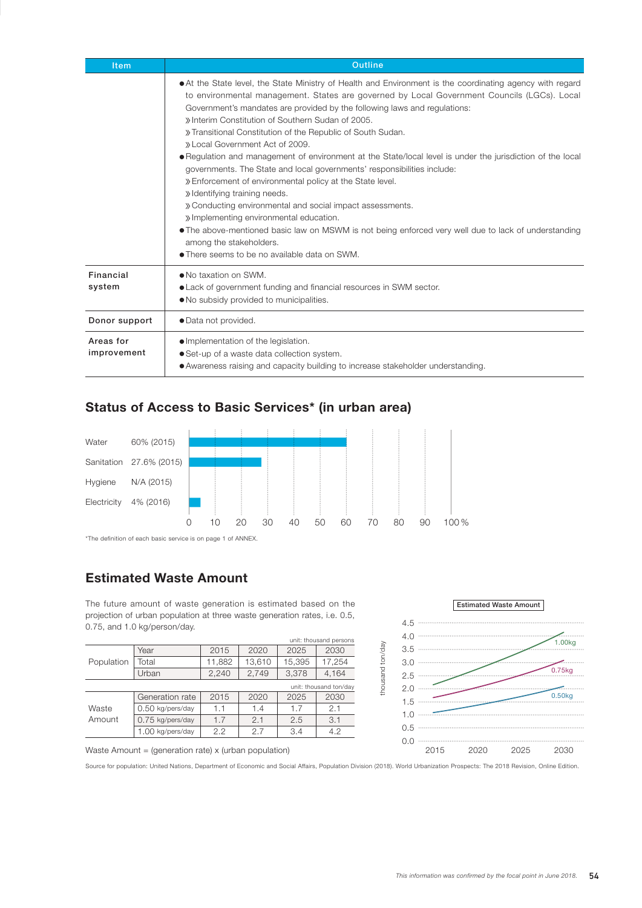| Item | Outline |
|---|---|
| | ● At the State level, the State Ministry of Health and Environment is the coordinating agency with regard to environmental management. States are governed by Local Government Councils (LGCs). Local Government's mandates are provided by the following laws and regulations:<br>» Interim Constitution of Southern Sudan of 2005.<br>» Transitional Constitution of the Republic of South Sudan.<br>» Local Government Act of 2009.<br>● Regulation and management of environment at the State/local level is under the jurisdiction of the local governments. The State and local governments' responsibilities include:<br>» Enforcement of environmental policy at the State level.<br>» Identifying training needs.<br>» Conducting environmental and social impact assessments.<br>» Implementing environmental education.<br>● The above-mentioned basic law on MSWM is not being enforced very well due to lack of understanding among the stakeholders.<br>● There seems to be no available data on SWM. |
| Financial system | ● No taxation on SWM.<br>● Lack of government funding and financial resources in SWM sector.<br>● No subsidy provided to municipalities. |
| Donor support | ● Data not provided. |
| Areas for improvement | ● Implementation of the legislation.<br>● Set-up of a waste data collection system.<br>● Awareness raising and capacity building to increase stakeholder understanding. |

## Status of Access to Basic Services* (in urban area)

Water 60% (2015)

Sanitation 27.6% (2015)

Hygiene N/A (2015)

Electricity 4% (2016)

0 10 20 30 40 50 60 70 80 90 100 %

*The definition of each basic service is on page 1 of ANNEX.

## Estimated Waste Amount

The future amount of waste generation is estimated based on the projection of urban population at three waste generation rates, i.e. 0.5, 0.75, and 1.0 kg/person/day.

unit: thousand persons

| | Year | 2015 | 2020 | 2025 | 2030 |
|---|---|---|---|---|---|
| Population | Total | 11,882 | 13,610 | 15,395 | 17,254 |
| | Urban | 2,240 | 2,749 | 3,378 | 4,164 |

unit: thousand ton/day

| | Generation rate | 2015 | 2020 | 2025 | 2030 |
|---|---|---|---|---|---|
| Waste Amount | 0.50 kg/pers/day | 1.1 | 1.4 | 1.7 | 2.1 |
| | 0.75 kg/pers/day | 1.7 | 2.1 | 2.5 | 3.1 |
| | 1.00 kg/pers/day | 2.2 | 2.7 | 3.4 | 4.2 |

Waste Amount = (generation rate) x (urban population)

Estimated Waste Amount

thousand ton/day

4.5 4.0 3.5 3.0 2.5 2.0 1.5 1.0 0.5 0.0

2015 2020 2025 2030

1.00kg

0.75kg

0.50kg

Source for population: United Nations, Department of Economic and Social Affairs, Population Division (2018). World Urbanization Prospects: The 2018 Revision, Online Edition.

*This information was confirmed by the focal point in June 2018.*